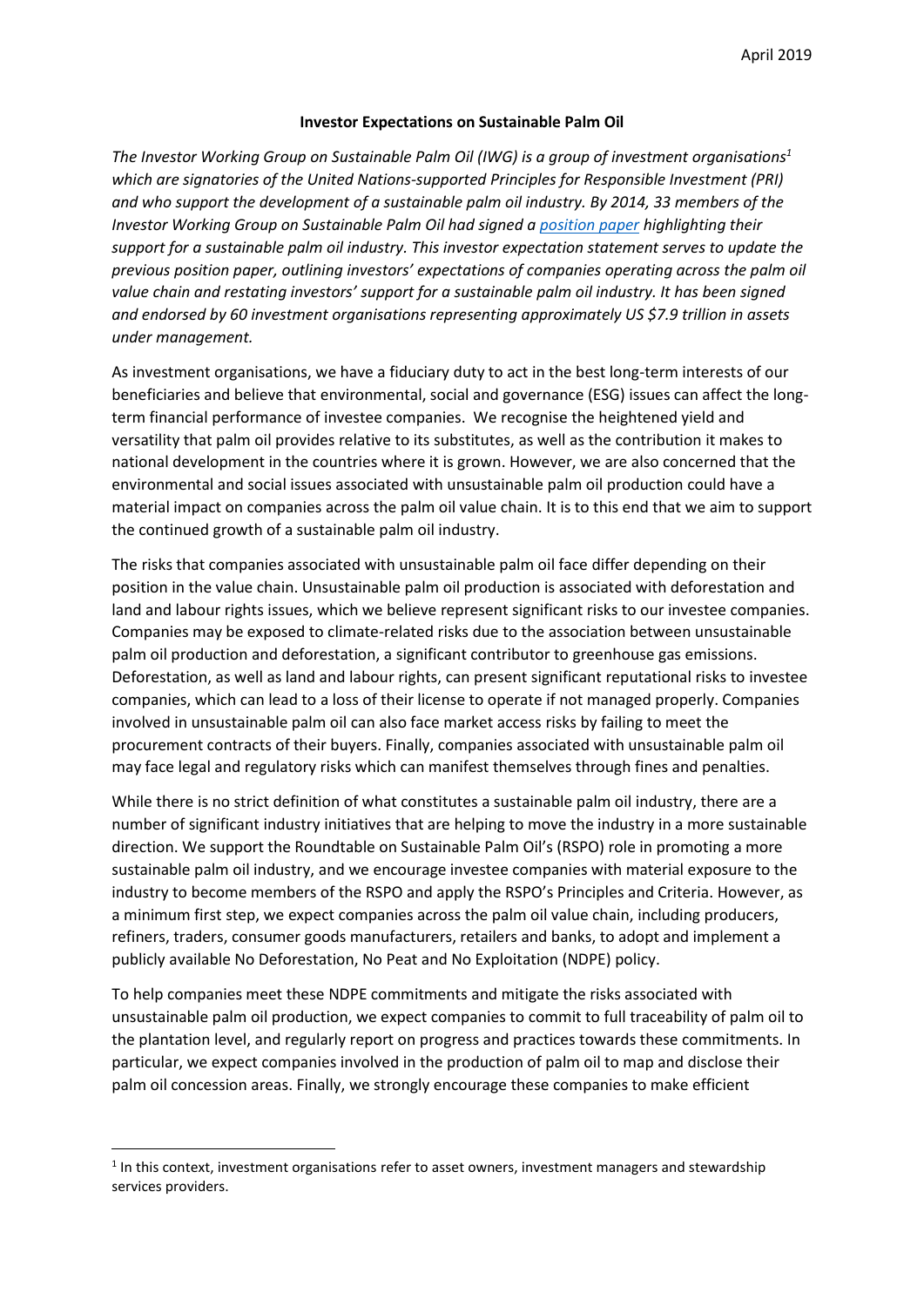April 2019

# Investor Expectations on Sustainable Palm Oil

*The Investor Working Group on Sustainable Palm Oil (IWG) is a group of investment organisations[1] which are signatories of the United Nations-supported Principles for Responsible Investment (PRI) and who support the development of a sustainable palm oil industry. By 2014, 33 members of the Investor Working Group on Sustainable Palm Oil had signed a [position paper](#) highlighting their support for a sustainable palm oil industry. This investor expectation statement serves to update the previous position paper, outlining investors' expectations of companies operating across the palm oil value chain and restating investors' support for a sustainable palm oil industry. It has been signed and endorsed by 60 investment organisations representing approximately US $7.9 trillion in assets under management.*

As investment organisations, we have a fiduciary duty to act in the best long-term interests of our beneficiaries and believe that environmental, social and governance (ESG) issues can affect the long-term financial performance of investee companies. We recognise the heightened yield and versatility that palm oil provides relative to its substitutes, as well as the contribution it makes to national development in the countries where it is grown. However, we are also concerned that the environmental and social issues associated with unsustainable palm oil production could have a material impact on companies across the palm oil value chain. It is to this end that we aim to support the continued growth of a sustainable palm oil industry.

The risks that companies associated with unsustainable palm oil face differ depending on their position in the value chain. Unsustainable palm oil production is associated with deforestation and land and labour rights issues, which we believe represent significant risks to our investee companies. Companies may be exposed to climate-related risks due to the association between unsustainable palm oil production and deforestation, a significant contributor to greenhouse gas emissions. Deforestation, as well as land and labour rights, can present significant reputational risks to investee companies, which can lead to a loss of their license to operate if not managed properly. Companies involved in unsustainable palm oil can also face market access risks by failing to meet the procurement contracts of their buyers. Finally, companies associated with unsustainable palm oil may face legal and regulatory risks which can manifest themselves through fines and penalties.

While there is no strict definition of what constitutes a sustainable palm oil industry, there are a number of significant industry initiatives that are helping to move the industry in a more sustainable direction. We support the Roundtable on Sustainable Palm Oil's (RSPO) role in promoting a more sustainable palm oil industry, and we encourage investee companies with material exposure to the industry to become members of the RSPO and apply the RSPO's Principles and Criteria. However, as a minimum first step, we expect companies across the palm oil value chain, including producers, refiners, traders, consumer goods manufacturers, retailers and banks, to adopt and implement a publicly available No Deforestation, No Peat and No Exploitation (NDPE) policy.

To help companies meet these NDPE commitments and mitigate the risks associated with unsustainable palm oil production, we expect companies to commit to full traceability of palm oil to the plantation level, and regularly report on progress and practices towards these commitments. In particular, we expect companies involved in the production of palm oil to map and disclose their palm oil concession areas. Finally, we strongly encourage these companies to make efficient

[1] In this context, investment organisations refer to asset owners, investment managers and stewardship services providers.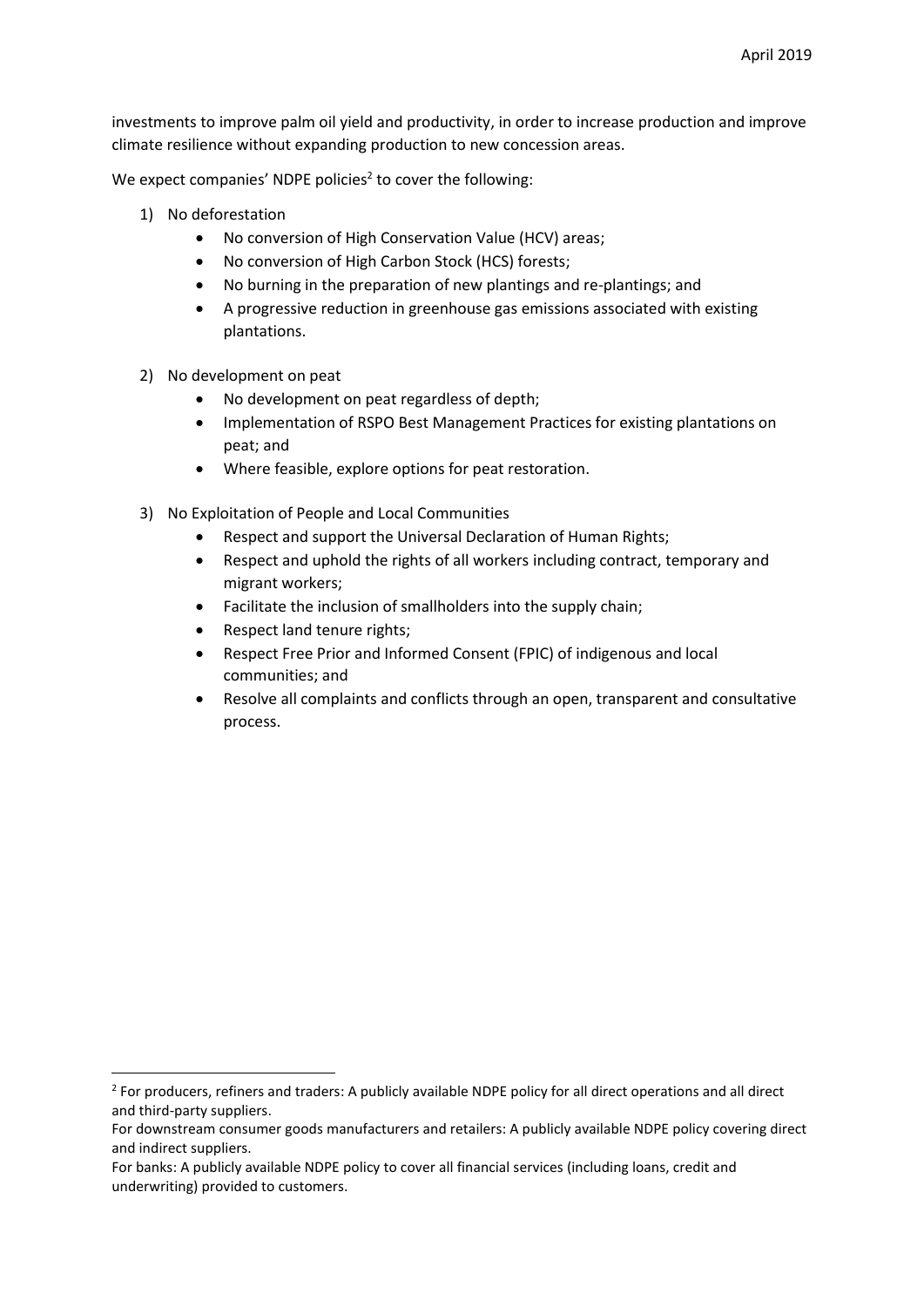investments to improve palm oil yield and productivity, in order to increase production and improve climate resilience without expanding production to new concession areas.

We expect companies' NDPE policies[2] to cover the following:

1) No deforestation
   - No conversion of High Conservation Value (HCV) areas;
   - No conversion of High Carbon Stock (HCS) forests;
   - No burning in the preparation of new plantings and re-plantings; and
   - A progressive reduction in greenhouse gas emissions associated with existing plantations.

2) No development on peat
   - No development on peat regardless of depth;
   - Implementation of RSPO Best Management Practices for existing plantations on peat; and
   - Where feasible, explore options for peat restoration.

3) No Exploitation of People and Local Communities
   - Respect and support the Universal Declaration of Human Rights;
   - Respect and uphold the rights of all workers including contract, temporary and migrant workers;
   - Facilitate the inclusion of smallholders into the supply chain;
   - Respect land tenure rights;
   - Respect Free Prior and Informed Consent (FPIC) of indigenous and local communities; and
   - Resolve all complaints and conflicts through an open, transparent and consultative process.

---

[2] For producers, refiners and traders: A publicly available NDPE policy for all direct operations and all direct and third-party suppliers.
For downstream consumer goods manufacturers and retailers: A publicly available NDPE policy covering direct and indirect suppliers.
For banks: A publicly available NDPE policy to cover all financial services (including loans, credit and underwriting) provided to customers.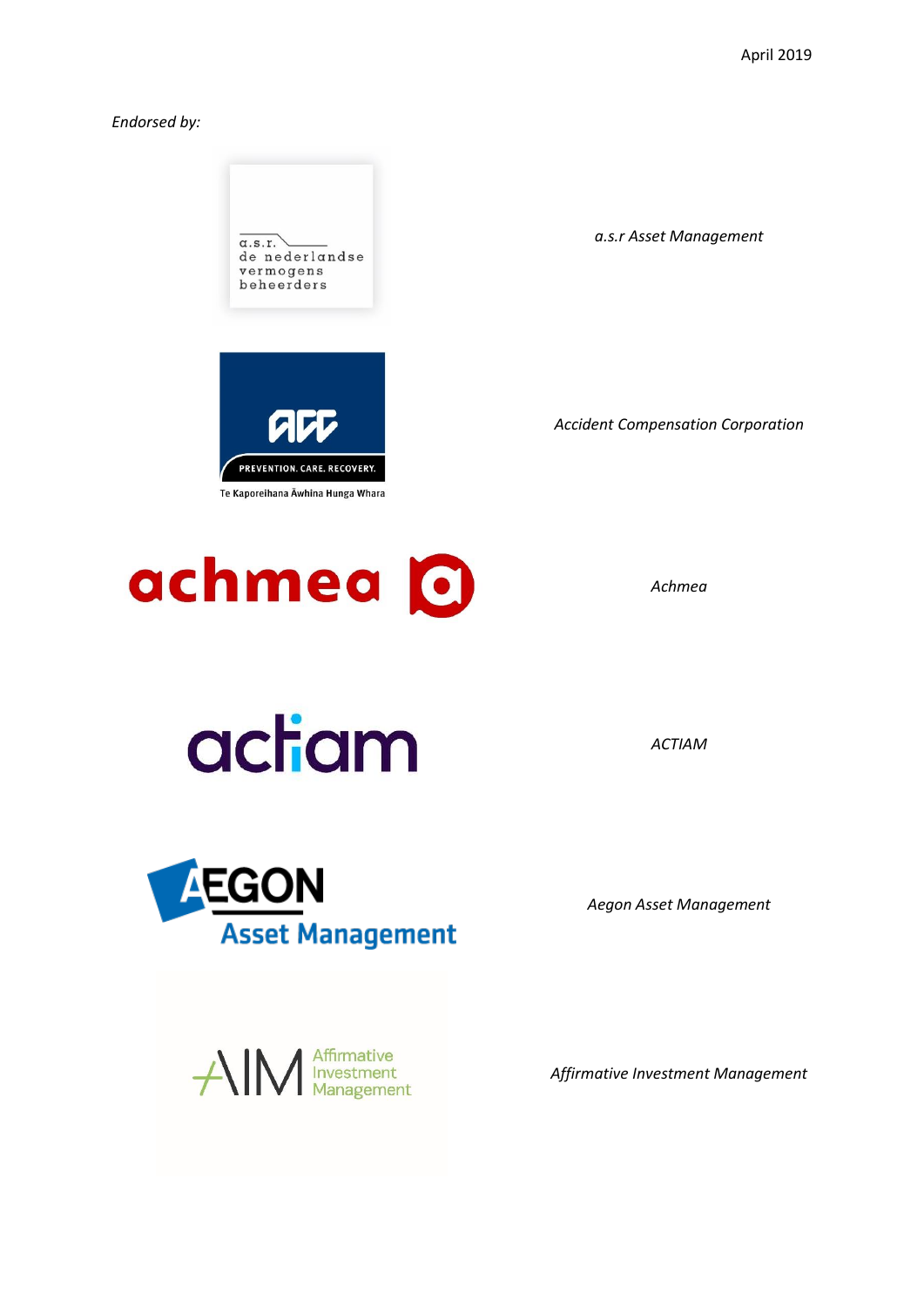April 2019

*Endorsed by:*

*a.s.r Asset Management*

*Accident Compensation Corporation*

*Achmea*

*ACTIAM*

*Aegon Asset Management*

*Affirmative Investment Management*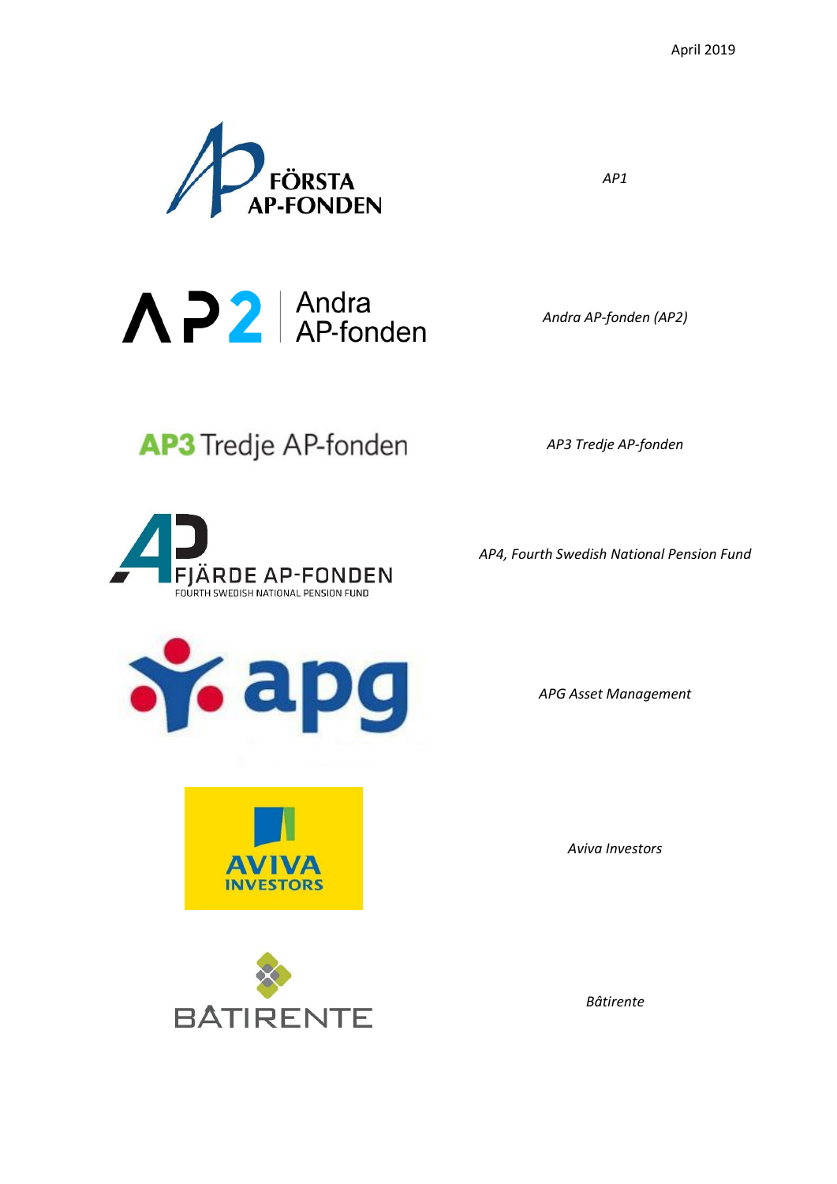April 2019

| Logo | Name |
| --- | --- |
| FÖRSTA AP-FONDEN | *AP1* |
| AP2 Andra AP-fonden | *Andra AP-fonden (AP2)* |
| AP3 Tredje AP-fonden | *AP3 Tredje AP-fonden* |
| FJÄRDE AP-FONDEN FOURTH SWEDISH NATIONAL PENSION FUND | *AP4, Fourth Swedish National Pension Fund* |
| apg | *APG Asset Management* |
| AVIVA INVESTORS | *Aviva Investors* |
| BÂTIRENTE | *Bâtirente* |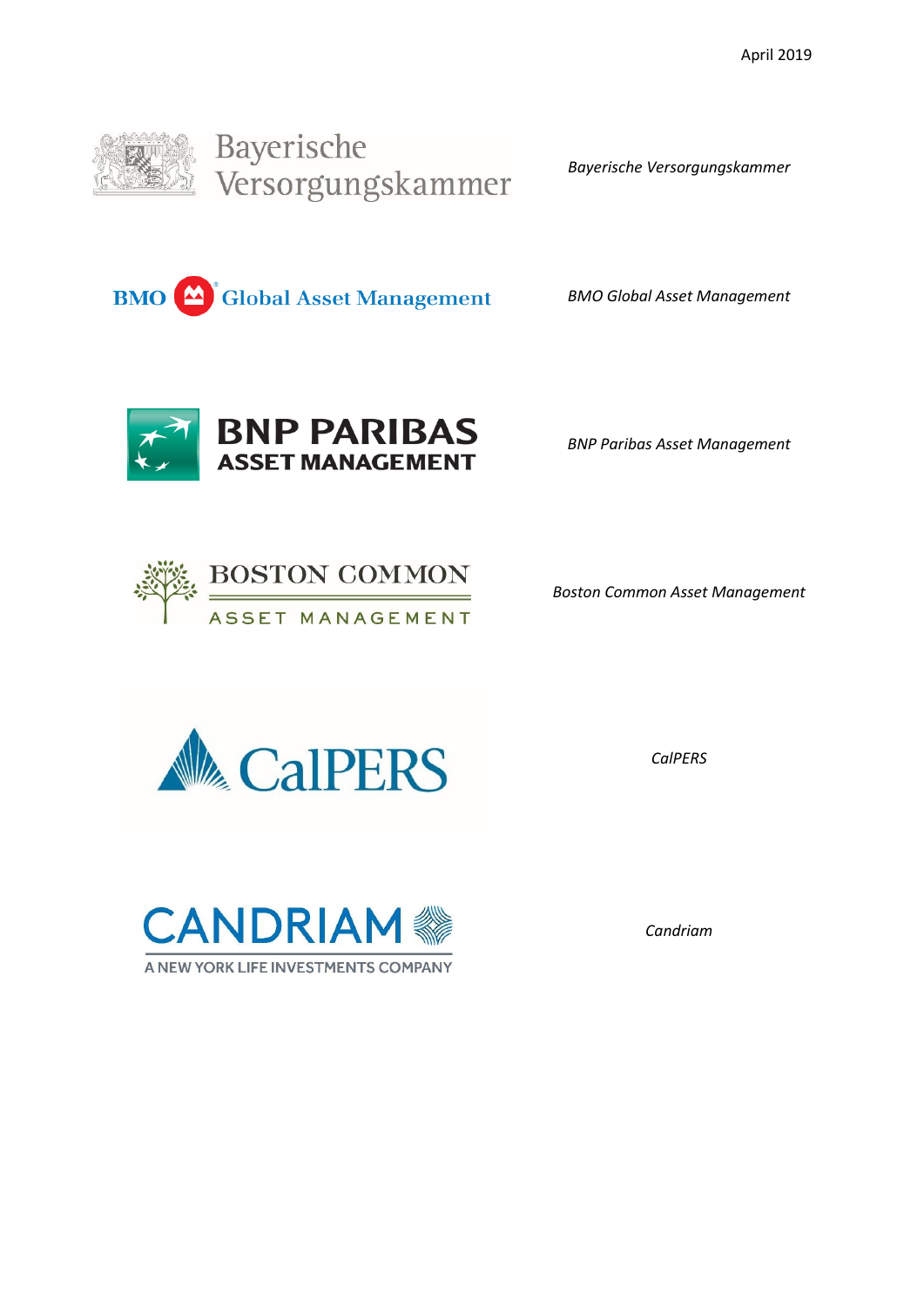April 2019

*Bayerische Versorgungskammer*

*BMO Global Asset Management*

*BNP Paribas Asset Management*

*Boston Common Asset Management*

*CalPERS*

*Candriam*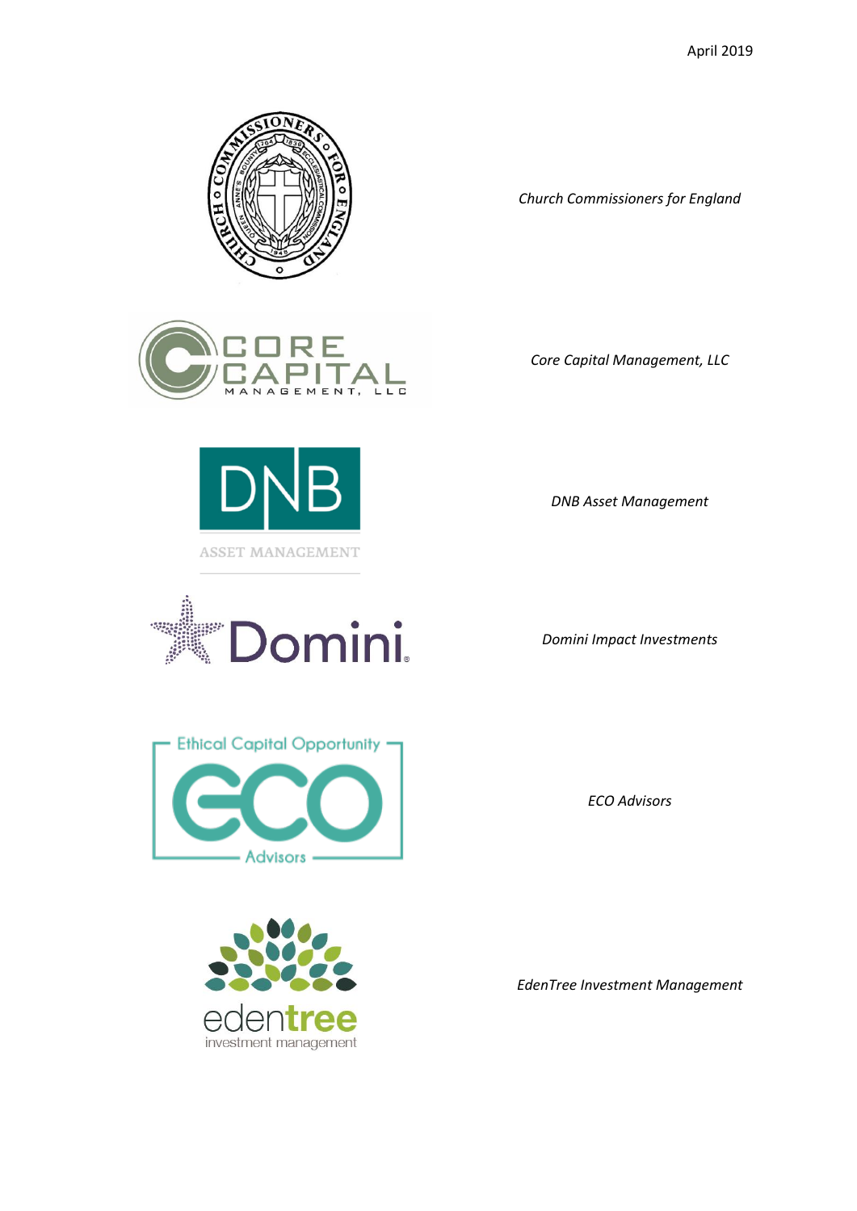April 2019

*Church Commissioners for England*

*Core Capital Management, LLC*

*DNB Asset Management*

*Domini Impact Investments*

*ECO Advisors*

*EdenTree Investment Management*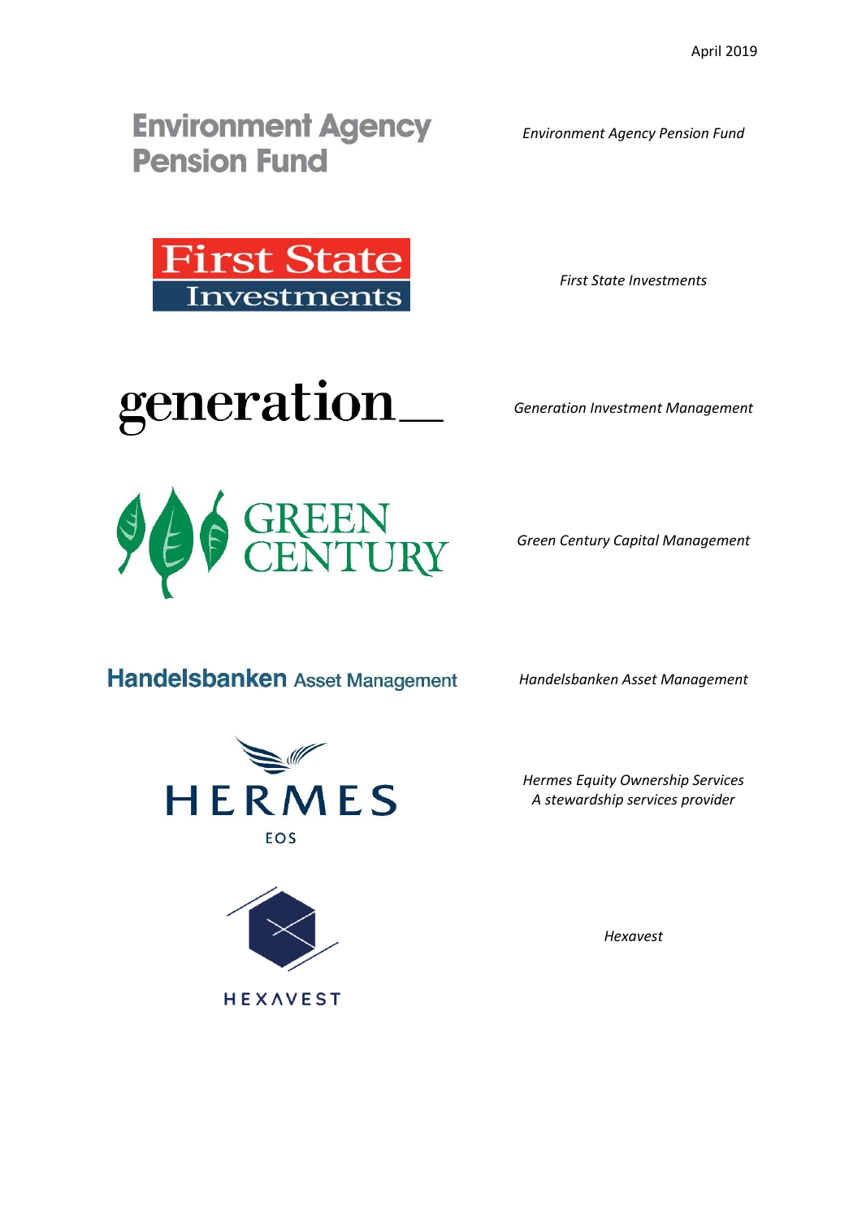April 2019

*Environment Agency Pension Fund*

*First State Investments*

*Generation Investment Management*

*Green Century Capital Management*

*Handelsbanken Asset Management*

*Hermes Equity Ownership Services*
*A stewardship services provider*

*Hexavest*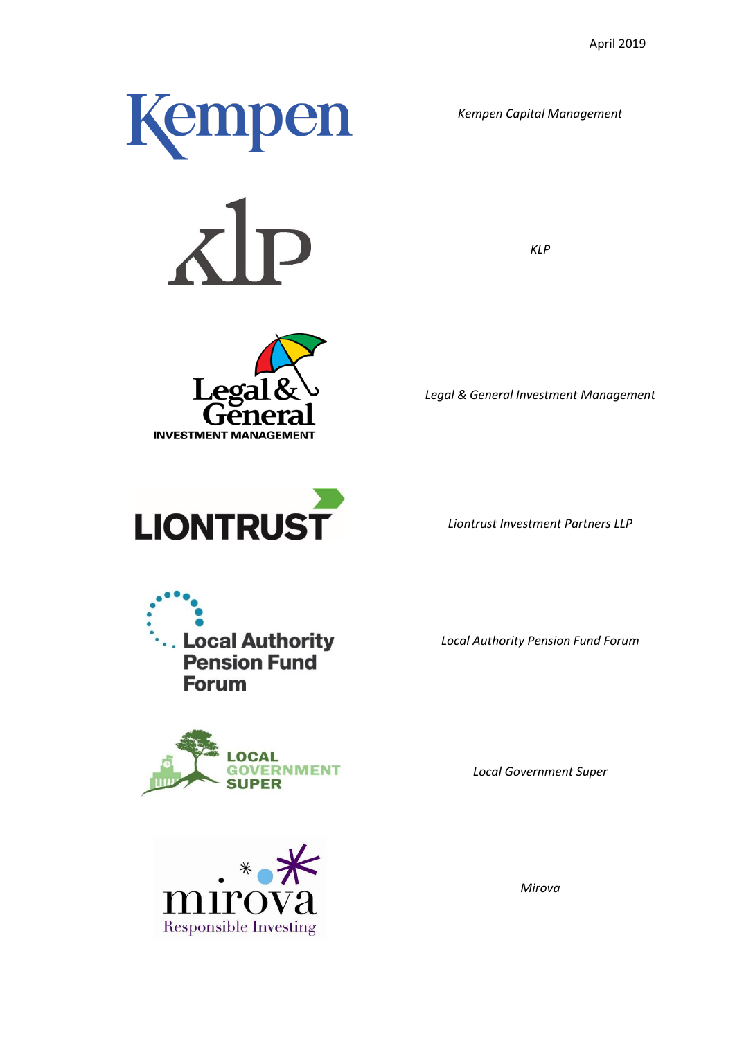April 2019

*Kempen Capital Management*

*KLP*

*Legal & General Investment Management*

*Liontrust Investment Partners LLP*

*Local Authority Pension Fund Forum*

*Local Government Super*

*Mirova*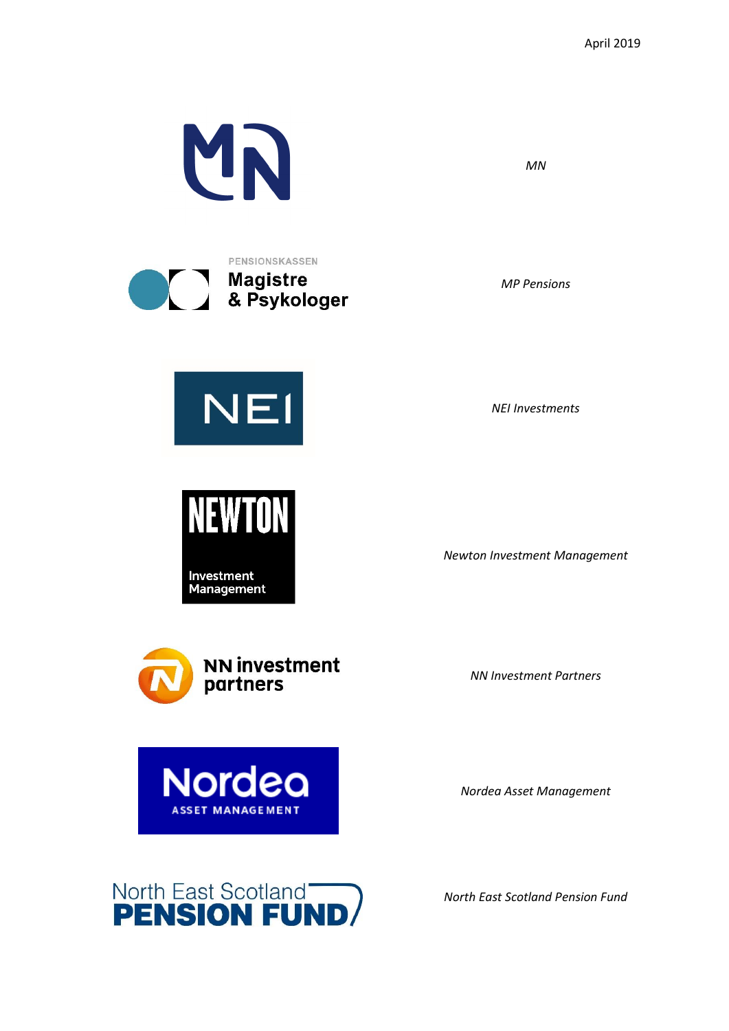*MN*

*MP Pensions*

*NEI Investments*

*Newton Investment Management*

*NN Investment Partners*

*Nordea Asset Management*

*North East Scotland Pension Fund*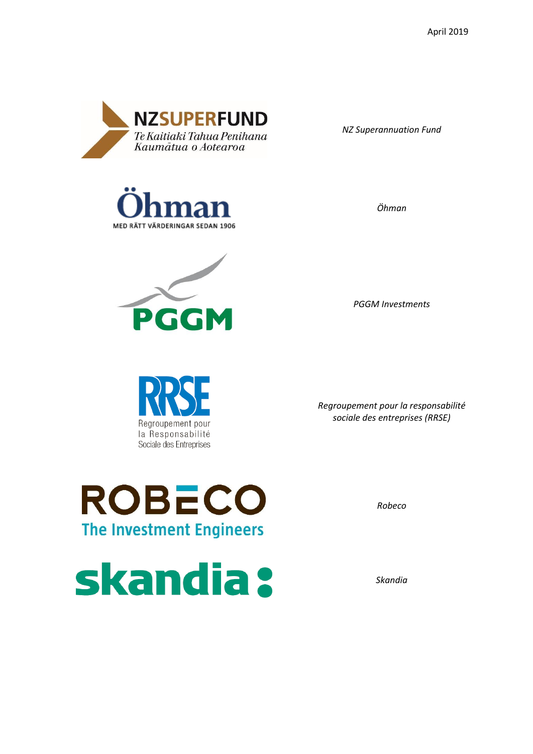April 2019

*NZ Superannuation Fund*

*Öhman*

*PGGM Investments*

*Regroupement pour la responsabilité sociale des entreprises (RRSE)*

*Robeco*

*Skandia*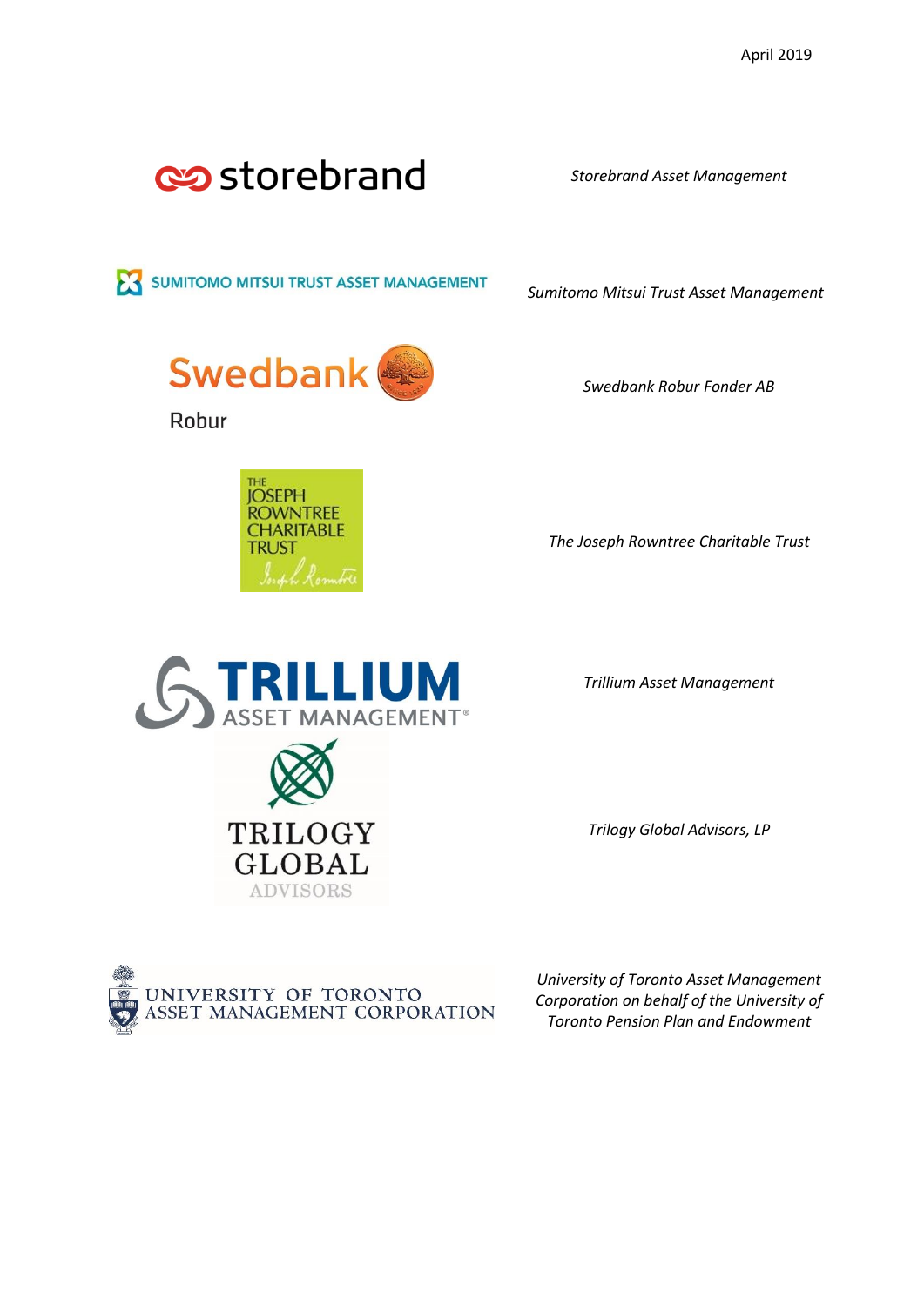April 2019

storebrand — *Storebrand Asset Management*

SUMITOMO MITSUI TRUST ASSET MANAGEMENT — *Sumitomo Mitsui Trust Asset Management*

Swedbank Robur — *Swedbank Robur Fonder AB*

THE JOSEPH ROWNTREE CHARITABLE TRUST — *The Joseph Rowntree Charitable Trust*

TRILLIUM ASSET MANAGEMENT® — *Trillium Asset Management*

TRILOGY GLOBAL ADVISORS — *Trilogy Global Advisors, LP*

UNIVERSITY OF TORONTO ASSET MANAGEMENT CORPORATION — *University of Toronto Asset Management Corporation on behalf of the University of Toronto Pension Plan and Endowment*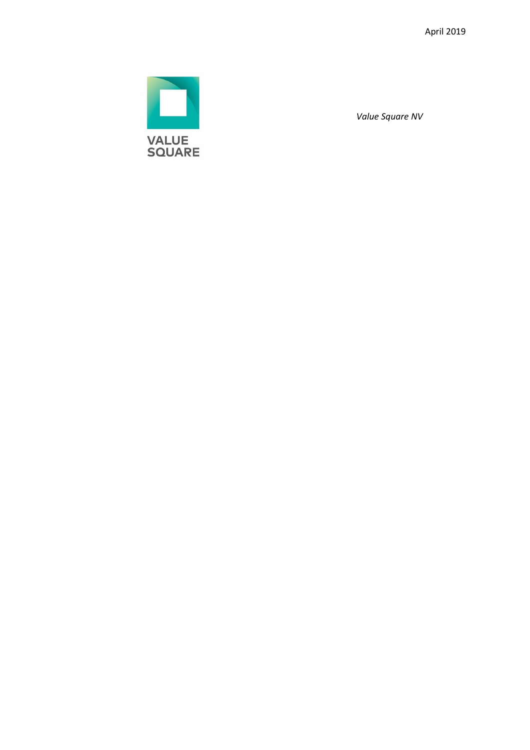April 2019

VALUE SQUARE

*Value Square NV*